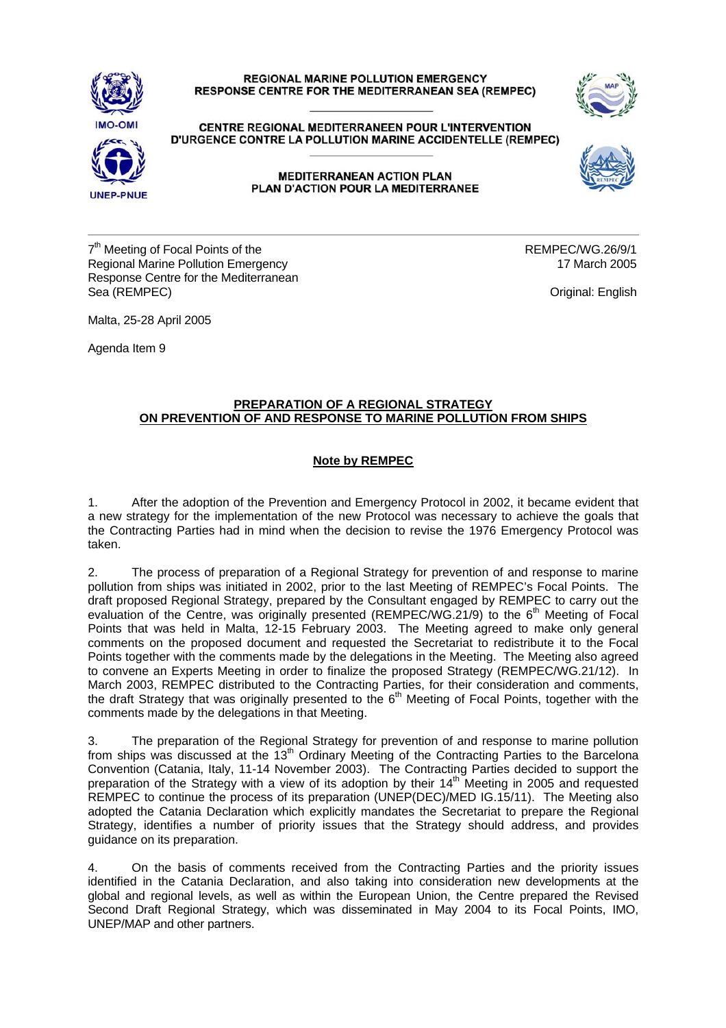**REGIONAL MARINE POLLUTION EMERGENCY RESPONSE CENTRE FOR THE MEDITERRANEAN SEA (REMPEC)**

**CENTRE REGIONAL MEDITERRANEEN POUR L'INTERVENTION D'URGENCE CONTRE LA POLLUTION MARINE ACCIDENTELLE (REMPEC)**

**MEDITERRANEAN ACTION PLAN**
**PLAN D'ACTION POUR LA MEDITERRANEE**

7th Meeting of Focal Points of the Regional Marine Pollution Emergency Response Centre for the Mediterranean Sea (REMPEC)

REMPEC/WG.26/9/1
17 March 2005

Original: English

Malta, 25-28 April 2005

Agenda Item 9

## PREPARATION OF A REGIONAL STRATEGY ON PREVENTION OF AND RESPONSE TO MARINE POLLUTION FROM SHIPS

### Note by REMPEC

1. After the adoption of the Prevention and Emergency Protocol in 2002, it became evident that a new strategy for the implementation of the new Protocol was necessary to achieve the goals that the Contracting Parties had in mind when the decision to revise the 1976 Emergency Protocol was taken.

2. The process of preparation of a Regional Strategy for prevention of and response to marine pollution from ships was initiated in 2002, prior to the last Meeting of REMPEC's Focal Points. The draft proposed Regional Strategy, prepared by the Consultant engaged by REMPEC to carry out the evaluation of the Centre, was originally presented (REMPEC/WG.21/9) to the 6th Meeting of Focal Points that was held in Malta, 12-15 February 2003. The Meeting agreed to make only general comments on the proposed document and requested the Secretariat to redistribute it to the Focal Points together with the comments made by the delegations in the Meeting. The Meeting also agreed to convene an Experts Meeting in order to finalize the proposed Strategy (REMPEC/WG.21/12). In March 2003, REMPEC distributed to the Contracting Parties, for their consideration and comments, the draft Strategy that was originally presented to the 6th Meeting of Focal Points, together with the comments made by the delegations in that Meeting.

3. The preparation of the Regional Strategy for prevention of and response to marine pollution from ships was discussed at the 13th Ordinary Meeting of the Contracting Parties to the Barcelona Convention (Catania, Italy, 11-14 November 2003). The Contracting Parties decided to support the preparation of the Strategy with a view of its adoption by their 14th Meeting in 2005 and requested REMPEC to continue the process of its preparation (UNEP(DEC)/MED IG.15/11). The Meeting also adopted the Catania Declaration which explicitly mandates the Secretariat to prepare the Regional Strategy, identifies a number of priority issues that the Strategy should address, and provides guidance on its preparation.

4. On the basis of comments received from the Contracting Parties and the priority issues identified in the Catania Declaration, and also taking into consideration new developments at the global and regional levels, as well as within the European Union, the Centre prepared the Revised Second Draft Regional Strategy, which was disseminated in May 2004 to its Focal Points, IMO, UNEP/MAP and other partners.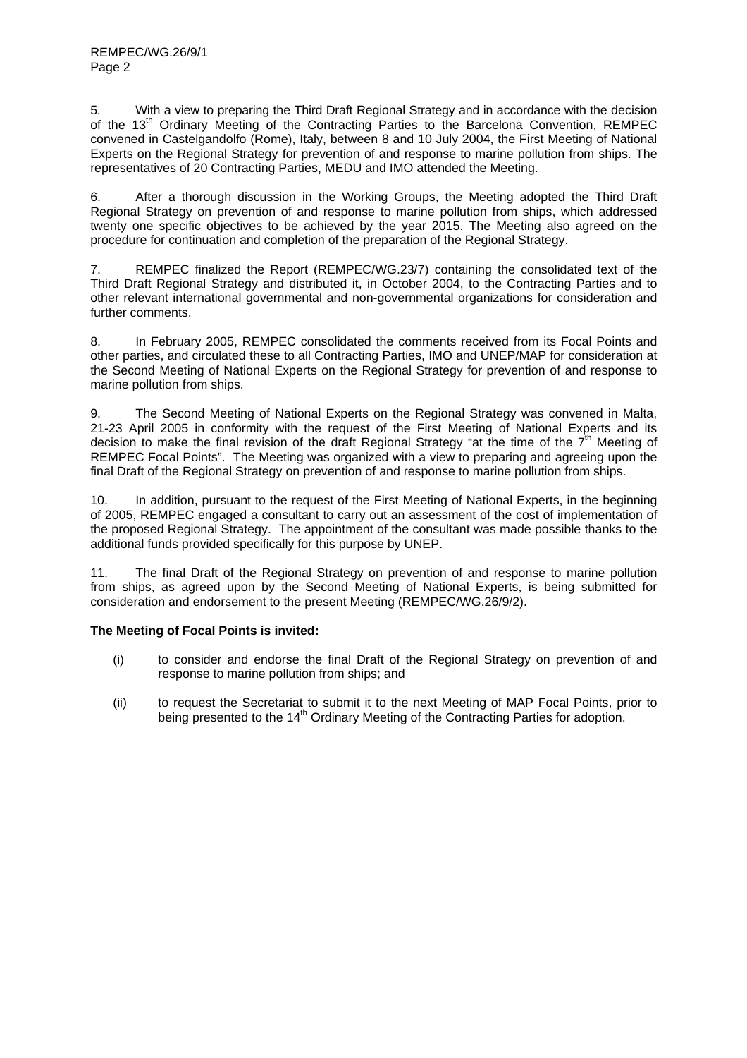5. With a view to preparing the Third Draft Regional Strategy and in accordance with the decision of the 13th Ordinary Meeting of the Contracting Parties to the Barcelona Convention, REMPEC convened in Castelgandolfo (Rome), Italy, between 8 and 10 July 2004, the First Meeting of National Experts on the Regional Strategy for prevention of and response to marine pollution from ships. The representatives of 20 Contracting Parties, MEDU and IMO attended the Meeting.

6. After a thorough discussion in the Working Groups, the Meeting adopted the Third Draft Regional Strategy on prevention of and response to marine pollution from ships, which addressed twenty one specific objectives to be achieved by the year 2015. The Meeting also agreed on the procedure for continuation and completion of the preparation of the Regional Strategy.

7. REMPEC finalized the Report (REMPEC/WG.23/7) containing the consolidated text of the Third Draft Regional Strategy and distributed it, in October 2004, to the Contracting Parties and to other relevant international governmental and non-governmental organizations for consideration and further comments.

8. In February 2005, REMPEC consolidated the comments received from its Focal Points and other parties, and circulated these to all Contracting Parties, IMO and UNEP/MAP for consideration at the Second Meeting of National Experts on the Regional Strategy for prevention of and response to marine pollution from ships.

9. The Second Meeting of National Experts on the Regional Strategy was convened in Malta, 21-23 April 2005 in conformity with the request of the First Meeting of National Experts and its decision to make the final revision of the draft Regional Strategy "at the time of the 7th Meeting of REMPEC Focal Points". The Meeting was organized with a view to preparing and agreeing upon the final Draft of the Regional Strategy on prevention of and response to marine pollution from ships.

10. In addition, pursuant to the request of the First Meeting of National Experts, in the beginning of 2005, REMPEC engaged a consultant to carry out an assessment of the cost of implementation of the proposed Regional Strategy. The appointment of the consultant was made possible thanks to the additional funds provided specifically for this purpose by UNEP.

11. The final Draft of the Regional Strategy on prevention of and response to marine pollution from ships, as agreed upon by the Second Meeting of National Experts, is being submitted for consideration and endorsement to the present Meeting (REMPEC/WG.26/9/2).

**The Meeting of Focal Points is invited:**

(i) to consider and endorse the final Draft of the Regional Strategy on prevention of and response to marine pollution from ships; and

(ii) to request the Secretariat to submit it to the next Meeting of MAP Focal Points, prior to being presented to the 14th Ordinary Meeting of the Contracting Parties for adoption.